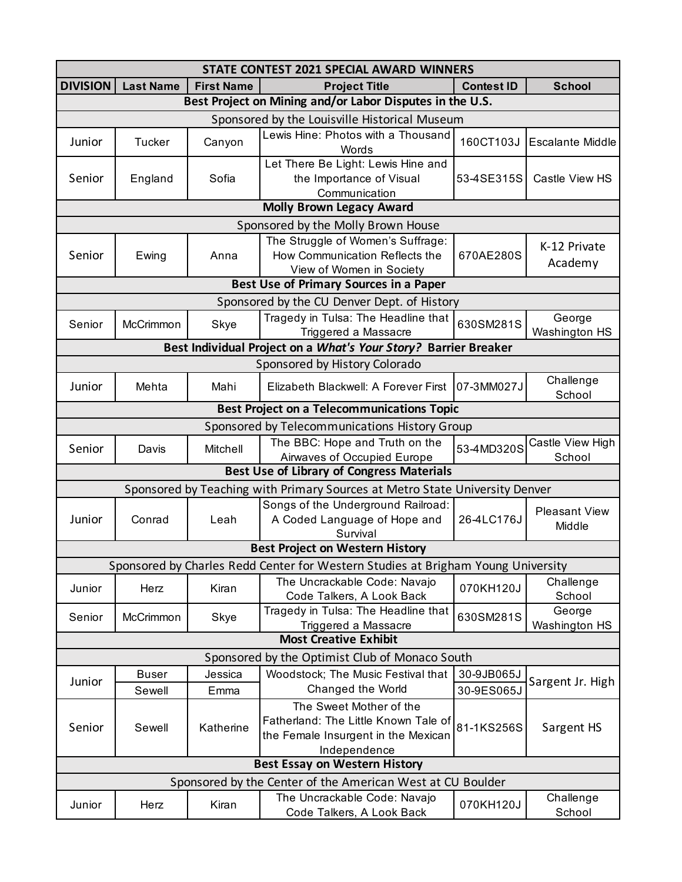| STATE CONTEST 2021 SPECIAL AWARD WINNERS | | | | | |
|---|---|---|---|---|---|
| **DIVISION** | **Last Name** | **First Name** | **Project Title** | **Contest ID** | **School** |
| **Best Project on Mining and/or Labor Disputes in the U.S.** | | | | | |
| Sponsored by the Louisville Historical Museum | | | | | |
| Junior | Tucker | Canyon | Lewis Hine: Photos with a Thousand Words | 160CT103J | Escalante Middle |
| Senior | England | Sofia | Let There Be Light: Lewis Hine and the Importance of Visual Communication | 53-4SE315S | Castle View HS |
| **Molly Brown Legacy Award** | | | | | |
| Sponsored by the Molly Brown House | | | | | |
| Senior | Ewing | Anna | The Struggle of Women's Suffrage: How Communication Reflects the View of Women in Society | 670AE280S | K-12 Private Academy |
| **Best Use of Primary Sources in a Paper** | | | | | |
| Sponsored by the CU Denver Dept. of History | | | | | |
| Senior | McCrimmon | Skye | Tragedy in Tulsa: The Headline that Triggered a Massacre | 630SM281S | George Washington HS |
| **Best Individual Project on a *What's Your Story?* Barrier Breaker** | | | | | |
| Sponsored by History Colorado | | | | | |
| Junior | Mehta | Mahi | Elizabeth Blackwell: A Forever First | 07-3MM027J | Challenge School |
| **Best Project on a Telecommunications Topic** | | | | | |
| Sponsored by Telecommunications History Group | | | | | |
| Senior | Davis | Mitchell | The BBC: Hope and Truth on the Airwaves of Occupied Europe | 53-4MD320S | Castle View High School |
| **Best Use of Library of Congress Materials** | | | | | |
| Sponsored by Teaching with Primary Sources at Metro State University Denver | | | | | |
| Junior | Conrad | Leah | Songs of the Underground Railroad: A Coded Language of Hope and Survival | 26-4LC176J | Pleasant View Middle |
| **Best Project on Western History** | | | | | |
| Sponsored by Charles Redd Center for Western Studies at Brigham Young University | | | | | |
| Junior | Herz | Kiran | The Uncrackable Code: Navajo Code Talkers, A Look Back | 070KH120J | Challenge School |
| Senior | McCrimmon | Skye | Tragedy in Tulsa: The Headline that Triggered a Massacre | 630SM281S | George Washington HS |
| **Most Creative Exhibit** | | | | | |
| Sponsored by the Optimist Club of Monaco South | | | | | |
| Junior | Buser | Jessica | Woodstock; The Music Festival that Changed the World | 30-9JB065J | Sargent Jr. High |
| | Sewell | Emma | | 30-9ES065J | |
| Senior | Sewell | Katherine | The Sweet Mother of the Fatherland: The Little Known Tale of the Female Insurgent in the Mexican Independence | 81-1KS256S | Sargent HS |
| **Best Essay on Western History** | | | | | |
| Sponsored by the Center of the American West at CU Boulder | | | | | |
| Junior | Herz | Kiran | The Uncrackable Code: Navajo Code Talkers, A Look Back | 070KH120J | Challenge School |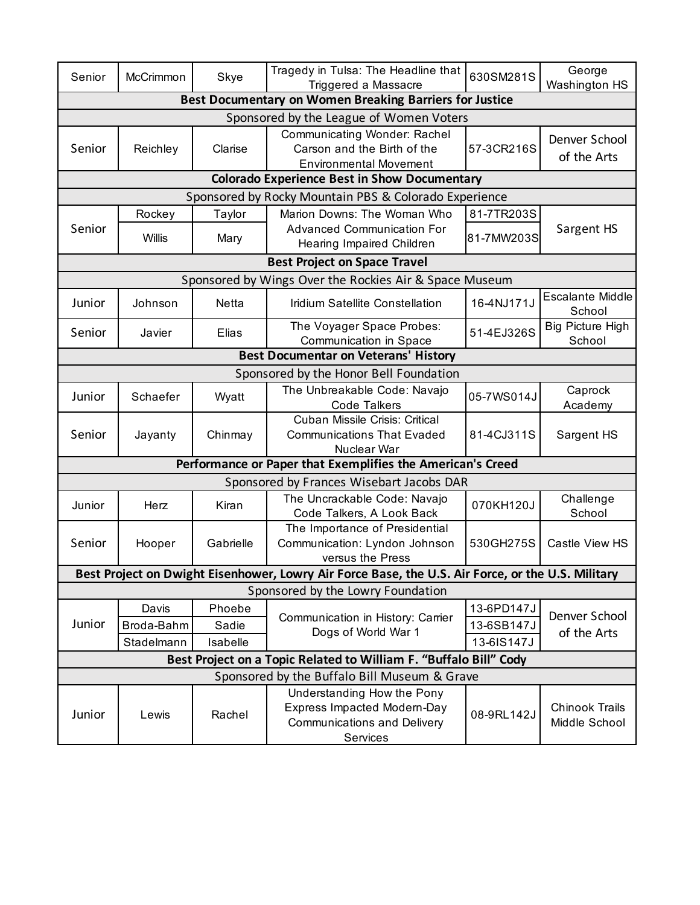| | | | | | |
|---|---|---|---|---|---|
| Senior | McCrimmon | Skye | Tragedy in Tulsa: The Headline that Triggered a Massacre | 630SM281S | George Washington HS |
| **Best Documentary on Women Breaking Barriers for Justice** | | | | | |
| Sponsored by the League of Women Voters | | | | | |
| Senior | Reichley | Clarise | Communicating Wonder: Rachel Carson and the Birth of the Environmental Movement | 57-3CR216S | Denver School of the Arts |
| **Colorado Experience Best in Show Documentary** | | | | | |
| Sponsored by Rocky Mountain PBS & Colorado Experience | | | | | |
| Senior | Rockey | Taylor | Marion Downs: The Woman Who Advanced Communication For Hearing Impaired Children | 81-7TR203S | Sargent HS |
| | Willis | Mary | | 81-7MW203S | |
| **Best Project on Space Travel** | | | | | |
| Sponsored by Wings Over the Rockies Air & Space Museum | | | | | |
| Junior | Johnson | Netta | Iridium Satellite Constellation | 16-4NJ171J | Escalante Middle School |
| Senior | Javier | Elias | The Voyager Space Probes: Communication in Space | 51-4EJ326S | Big Picture High School |
| **Best Documentar on Veterans' History** | | | | | |
| Sponsored by the Honor Bell Foundation | | | | | |
| Junior | Schaefer | Wyatt | The Unbreakable Code: Navajo Code Talkers | 05-7WS014J | Caprock Academy |
| Senior | Jayanty | Chinmay | Cuban Missile Crisis: Critical Communications That Evaded Nuclear War | 81-4CJ311S | Sargent HS |
| **Performance or Paper that Exemplifies the American's Creed** | | | | | |
| Sponsored by Frances Wisebart Jacobs DAR | | | | | |
| Junior | Herz | Kiran | The Uncrackable Code: Navajo Code Talkers, A Look Back | 070KH120J | Challenge School |
| Senior | Hooper | Gabrielle | The Importance of Presidential Communication: Lyndon Johnson versus the Press | 530GH275S | Castle View HS |
| **Best Project on Dwight Eisenhower, Lowry Air Force Base, the U.S. Air Force, or the U.S. Military** | | | | | |
| Sponsored by the Lowry Foundation | | | | | |
| Junior | Davis | Phoebe | Communication in History: Carrier Dogs of World War 1 | 13-6PD147J | Denver School of the Arts |
| | Broda-Bahm | Sadie | | 13-6SB147J | |
| | Stadelmann | Isabelle | | 13-6IS147J | |
| **Best Project on a Topic Related to William F. "Buffalo Bill" Cody** | | | | | |
| Sponsored by the Buffalo Bill Museum & Grave | | | | | |
| Junior | Lewis | Rachel | Understanding How the Pony Express Impacted Modern-Day Communications and Delivery Services | 08-9RL142J | Chinook Trails Middle School |